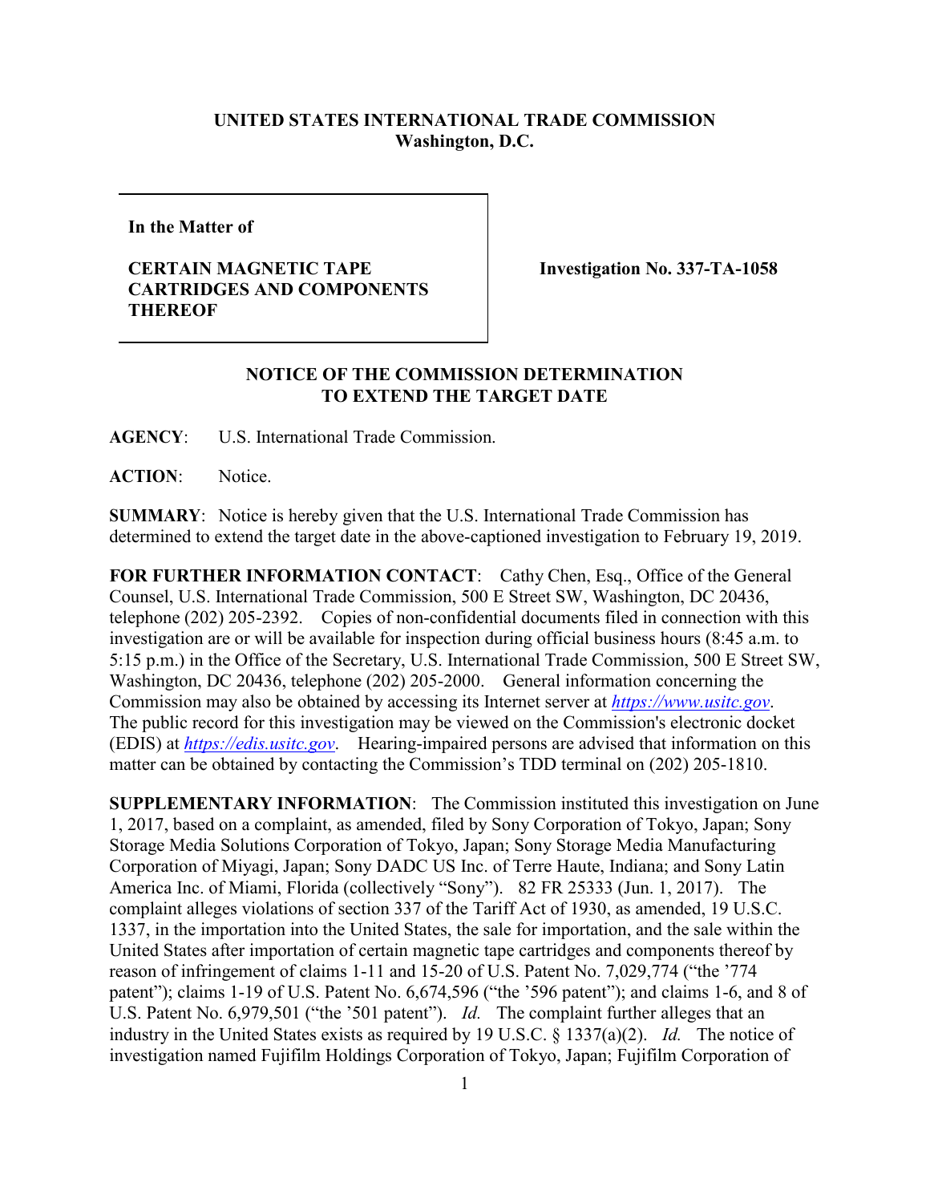**UNITED STATES INTERNATIONAL TRADE COMMISSION**
**Washington, D.C.**

| In the Matter of<br><br>**CERTAIN MAGNETIC TAPE CARTRIDGES AND COMPONENTS THEREOF** | **Investigation No. 337-TA-1058** |
|---|---|

**NOTICE OF THE COMMISSION DETERMINATION TO EXTEND THE TARGET DATE**

**AGENCY**: U.S. International Trade Commission.

**ACTION**: Notice.

**SUMMARY**: Notice is hereby given that the U.S. International Trade Commission has determined to extend the target date in the above-captioned investigation to February 19, 2019.

**FOR FURTHER INFORMATION CONTACT**: Cathy Chen, Esq., Office of the General Counsel, U.S. International Trade Commission, 500 E Street SW, Washington, DC 20436, telephone (202) 205-2392. Copies of non-confidential documents filed in connection with this investigation are or will be available for inspection during official business hours (8:45 a.m. to 5:15 p.m.) in the Office of the Secretary, U.S. International Trade Commission, 500 E Street SW, Washington, DC 20436, telephone (202) 205-2000. General information concerning the Commission may also be obtained by accessing its Internet server at *https://www.usitc.gov*. The public record for this investigation may be viewed on the Commission's electronic docket (EDIS) at *https://edis.usitc.gov*. Hearing-impaired persons are advised that information on this matter can be obtained by contacting the Commission's TDD terminal on (202) 205-1810.

**SUPPLEMENTARY INFORMATION**: The Commission instituted this investigation on June 1, 2017, based on a complaint, as amended, filed by Sony Corporation of Tokyo, Japan; Sony Storage Media Solutions Corporation of Tokyo, Japan; Sony Storage Media Manufacturing Corporation of Miyagi, Japan; Sony DADC US Inc. of Terre Haute, Indiana; and Sony Latin America Inc. of Miami, Florida (collectively "Sony"). 82 FR 25333 (Jun. 1, 2017). The complaint alleges violations of section 337 of the Tariff Act of 1930, as amended, 19 U.S.C. 1337, in the importation into the United States, the sale for importation, and the sale within the United States after importation of certain magnetic tape cartridges and components thereof by reason of infringement of claims 1-11 and 15-20 of U.S. Patent No. 7,029,774 ("the '774 patent"); claims 1-19 of U.S. Patent No. 6,674,596 ("the '596 patent"); and claims 1-6, and 8 of U.S. Patent No. 6,979,501 ("the '501 patent"). *Id.* The complaint further alleges that an industry in the United States exists as required by 19 U.S.C. § 1337(a)(2). *Id.* The notice of investigation named Fujifilm Holdings Corporation of Tokyo, Japan; Fujifilm Corporation of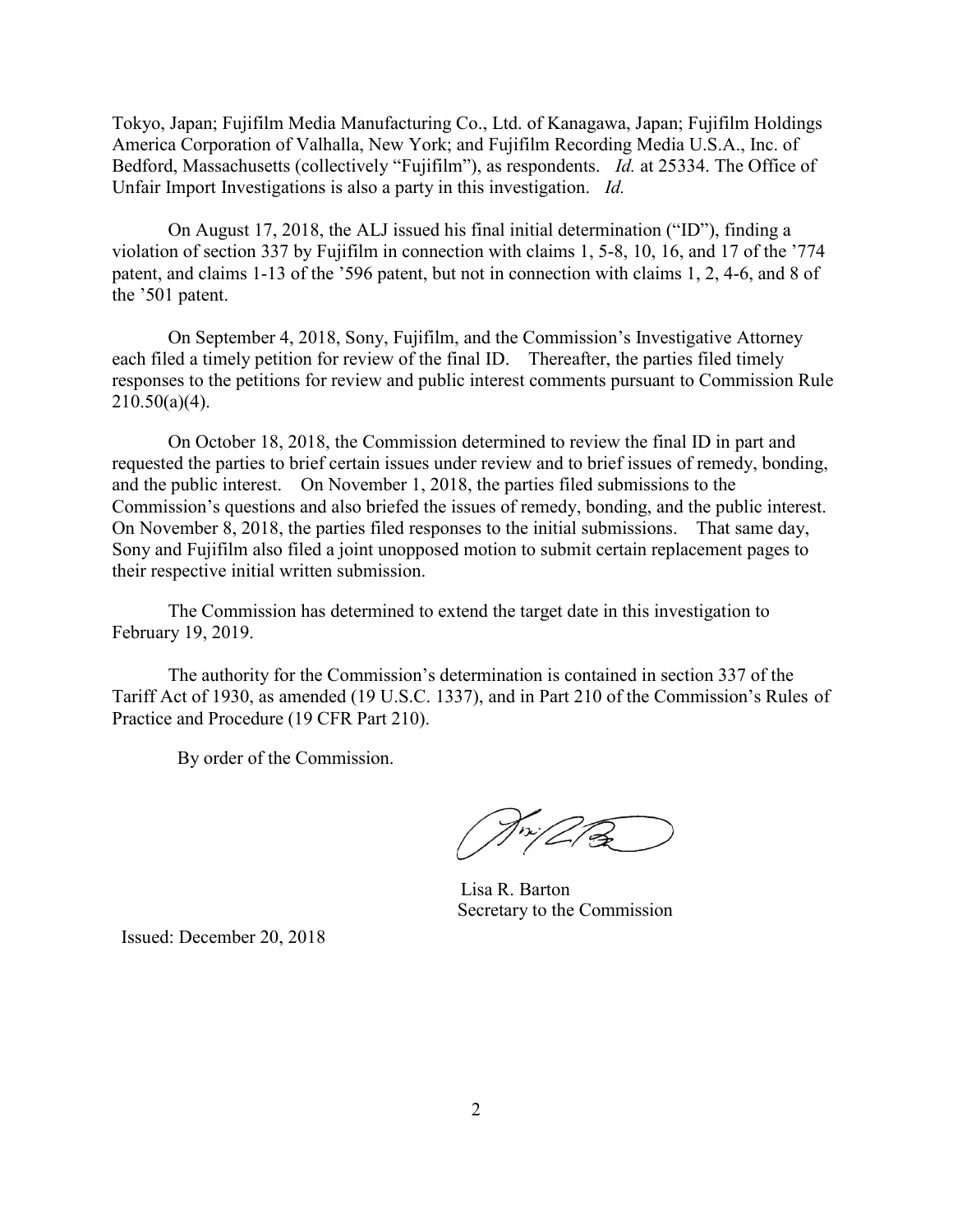Tokyo, Japan; Fujifilm Media Manufacturing Co., Ltd. of Kanagawa, Japan; Fujifilm Holdings America Corporation of Valhalla, New York; and Fujifilm Recording Media U.S.A., Inc. of Bedford, Massachusetts (collectively "Fujifilm"), as respondents. *Id.* at 25334. The Office of Unfair Import Investigations is also a party in this investigation. *Id.*

On August 17, 2018, the ALJ issued his final initial determination ("ID"), finding a violation of section 337 by Fujifilm in connection with claims 1, 5-8, 10, 16, and 17 of the '774 patent, and claims 1-13 of the '596 patent, but not in connection with claims 1, 2, 4-6, and 8 of the '501 patent.

On September 4, 2018, Sony, Fujifilm, and the Commission's Investigative Attorney each filed a timely petition for review of the final ID. Thereafter, the parties filed timely responses to the petitions for review and public interest comments pursuant to Commission Rule 210.50(a)(4).

On October 18, 2018, the Commission determined to review the final ID in part and requested the parties to brief certain issues under review and to brief issues of remedy, bonding, and the public interest. On November 1, 2018, the parties filed submissions to the Commission's questions and also briefed the issues of remedy, bonding, and the public interest. On November 8, 2018, the parties filed responses to the initial submissions. That same day, Sony and Fujifilm also filed a joint unopposed motion to submit certain replacement pages to their respective initial written submission.

The Commission has determined to extend the target date in this investigation to February 19, 2019.

The authority for the Commission's determination is contained in section 337 of the Tariff Act of 1930, as amended (19 U.S.C. 1337), and in Part 210 of the Commission's Rules of Practice and Procedure (19 CFR Part 210).

By order of the Commission.

Lisa R. Barton
Secretary to the Commission

Issued: December 20, 2018